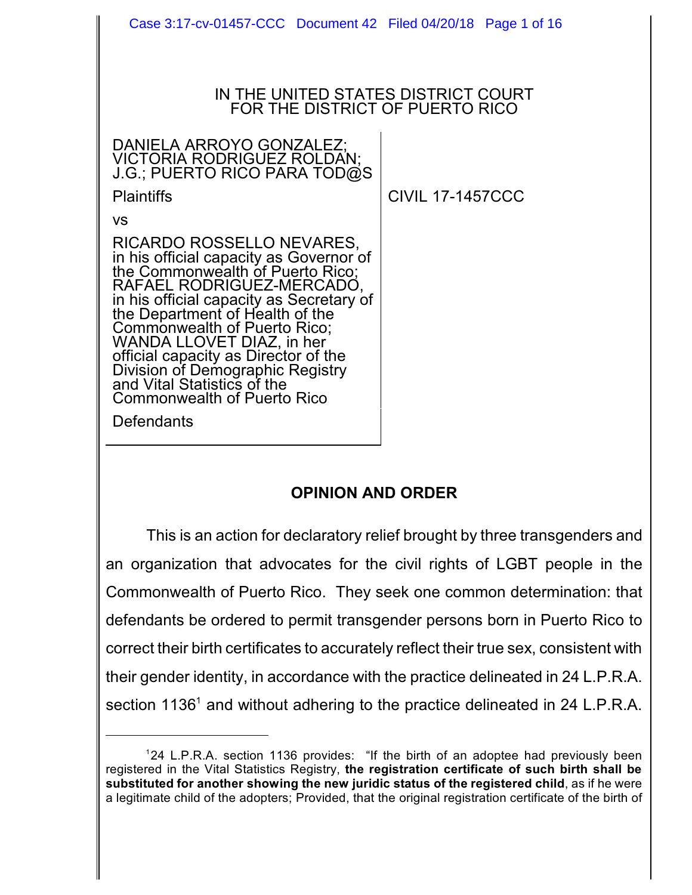IN THE UNITED STATES DISTRICT COURT
FOR THE DISTRICT OF PUERTO RICO

DANIELA ARROYO GONZALEZ; VICTORIA RODRIGUEZ ROLDAN; J.G.; PUERTO RICO PARA TOD@S

Plaintiffs

vs

RICARDO ROSSELLO NEVARES, in his official capacity as Governor of the Commonwealth of Puerto Rico; RAFAEL RODRIGUEZ-MERCADO, in his official capacity as Secretary of the Department of Health of the Commonwealth of Puerto Rico; WANDA LLOVET DIAZ, in her official capacity as Director of the Division of Demographic Registry and Vital Statistics of the Commonwealth of Puerto Rico

Defendants

CIVIL 17-1457CCC

## OPINION AND ORDER

This is an action for declaratory relief brought by three transgenders and an organization that advocates for the civil rights of LGBT people in the Commonwealth of Puerto Rico. They seek one common determination: that defendants be ordered to permit transgender persons born in Puerto Rico to correct their birth certificates to accurately reflect their true sex, consistent with their gender identity, in accordance with the practice delineated in 24 L.P.R.A. section 1136[1] and without adhering to the practice delineated in 24 L.P.R.A.

[1] 24 L.P.R.A. section 1136 provides: "If the birth of an adoptee had previously been registered in the Vital Statistics Registry, **the registration certificate of such birth shall be substituted for another showing the new juridic status of the registered child**, as if he were a legitimate child of the adopters; Provided, that the original registration certificate of the birth of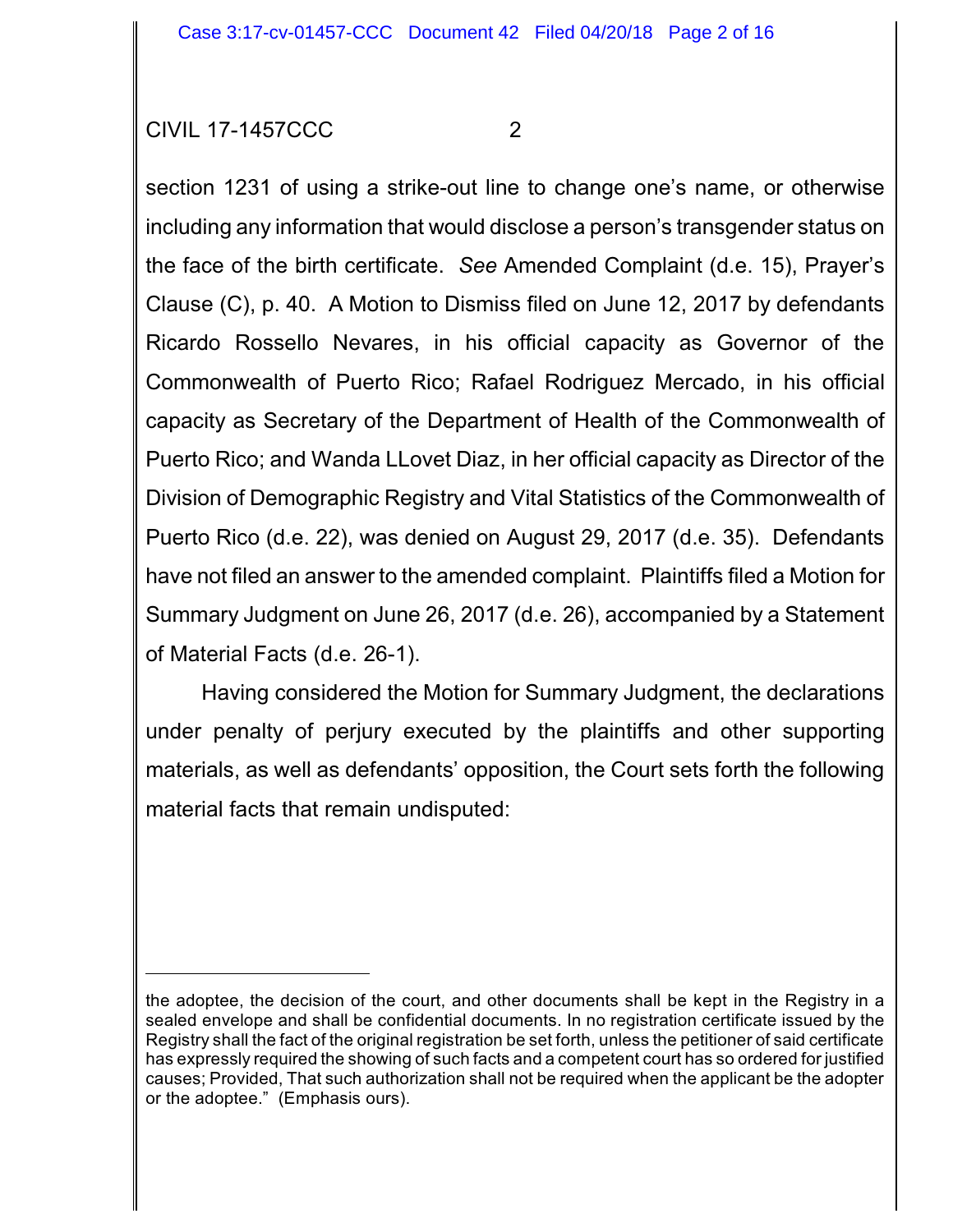section 1231 of using a strike-out line to change one's name, or otherwise including any information that would disclose a person's transgender status on the face of the birth certificate. *See* Amended Complaint (d.e. 15), Prayer's Clause (C), p. 40. A Motion to Dismiss filed on June 12, 2017 by defendants Ricardo Rossello Nevares, in his official capacity as Governor of the Commonwealth of Puerto Rico; Rafael Rodriguez Mercado, in his official capacity as Secretary of the Department of Health of the Commonwealth of Puerto Rico; and Wanda LLovet Diaz, in her official capacity as Director of the Division of Demographic Registry and Vital Statistics of the Commonwealth of Puerto Rico (d.e. 22), was denied on August 29, 2017 (d.e. 35). Defendants have not filed an answer to the amended complaint. Plaintiffs filed a Motion for Summary Judgment on June 26, 2017 (d.e. 26), accompanied by a Statement of Material Facts (d.e. 26-1).

Having considered the Motion for Summary Judgment, the declarations under penalty of perjury executed by the plaintiffs and other supporting materials, as well as defendants' opposition, the Court sets forth the following material facts that remain undisputed:

---

the adoptee, the decision of the court, and other documents shall be kept in the Registry in a sealed envelope and shall be confidential documents. In no registration certificate issued by the Registry shall the fact of the original registration be set forth, unless the petitioner of said certificate has expressly required the showing of such facts and a competent court has so ordered for justified causes; Provided, That such authorization shall not be required when the applicant be the adopter or the adoptee." (Emphasis ours).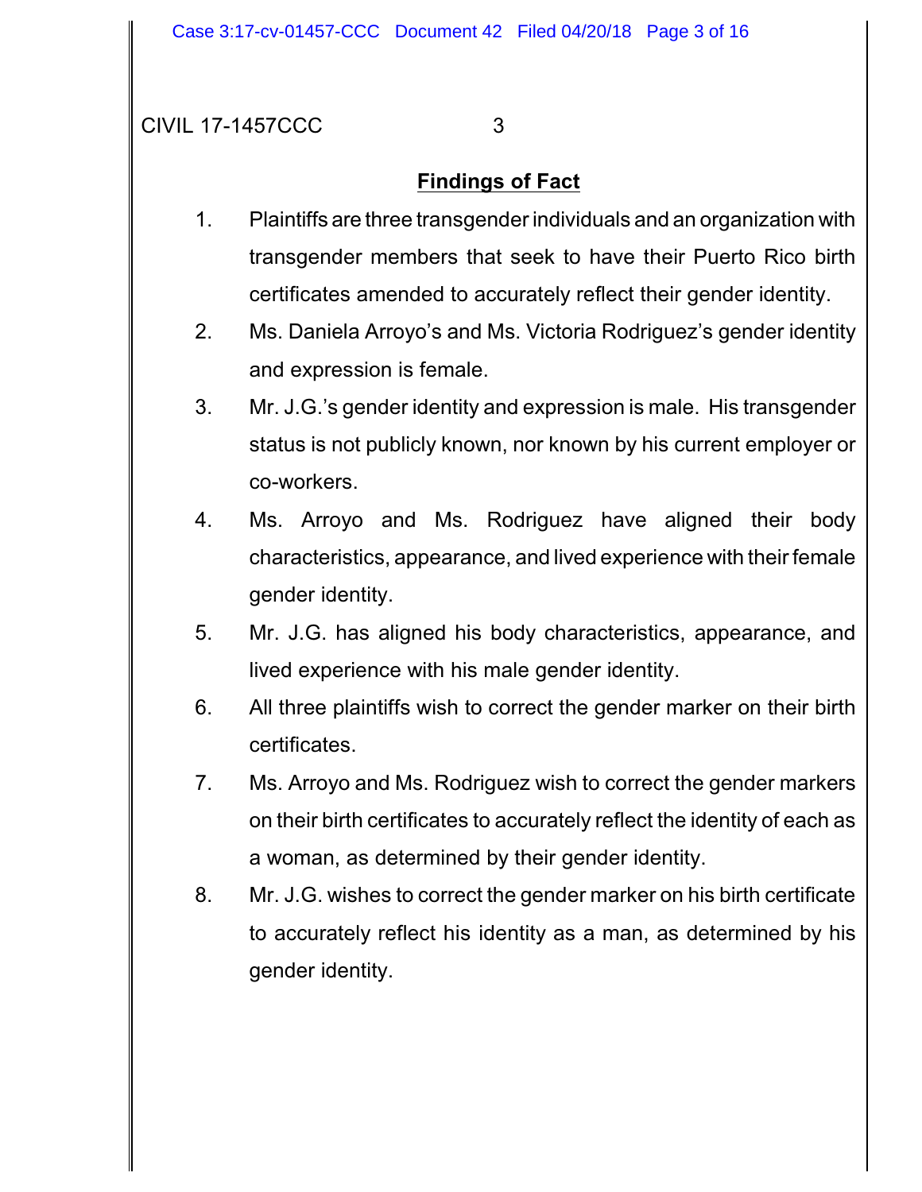## Findings of Fact

1. Plaintiffs are three transgender individuals and an organization with transgender members that seek to have their Puerto Rico birth certificates amended to accurately reflect their gender identity.
2. Ms. Daniela Arroyo's and Ms. Victoria Rodriguez's gender identity and expression is female.
3. Mr. J.G.'s gender identity and expression is male. His transgender status is not publicly known, nor known by his current employer or co-workers.
4. Ms. Arroyo and Ms. Rodriguez have aligned their body characteristics, appearance, and lived experience with their female gender identity.
5. Mr. J.G. has aligned his body characteristics, appearance, and lived experience with his male gender identity.
6. All three plaintiffs wish to correct the gender marker on their birth certificates.
7. Ms. Arroyo and Ms. Rodriguez wish to correct the gender markers on their birth certificates to accurately reflect the identity of each as a woman, as determined by their gender identity.
8. Mr. J.G. wishes to correct the gender marker on his birth certificate to accurately reflect his identity as a man, as determined by his gender identity.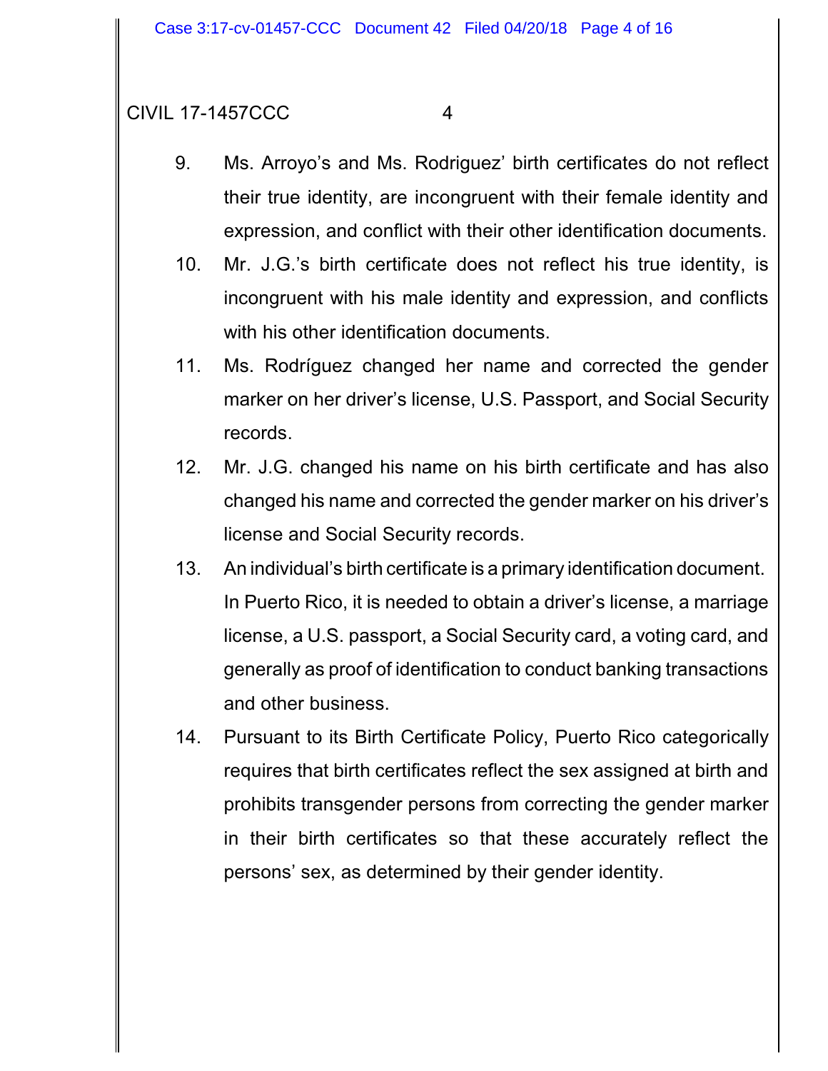9. Ms. Arroyo's and Ms. Rodriguez' birth certificates do not reflect their true identity, are incongruent with their female identity and expression, and conflict with their other identification documents.
10. Mr. J.G.'s birth certificate does not reflect his true identity, is incongruent with his male identity and expression, and conflicts with his other identification documents.
11. Ms. Rodríguez changed her name and corrected the gender marker on her driver's license, U.S. Passport, and Social Security records.
12. Mr. J.G. changed his name on his birth certificate and has also changed his name and corrected the gender marker on his driver's license and Social Security records.
13. An individual's birth certificate is a primary identification document. In Puerto Rico, it is needed to obtain a driver's license, a marriage license, a U.S. passport, a Social Security card, a voting card, and generally as proof of identification to conduct banking transactions and other business.
14. Pursuant to its Birth Certificate Policy, Puerto Rico categorically requires that birth certificates reflect the sex assigned at birth and prohibits transgender persons from correcting the gender marker in their birth certificates so that these accurately reflect the persons' sex, as determined by their gender identity.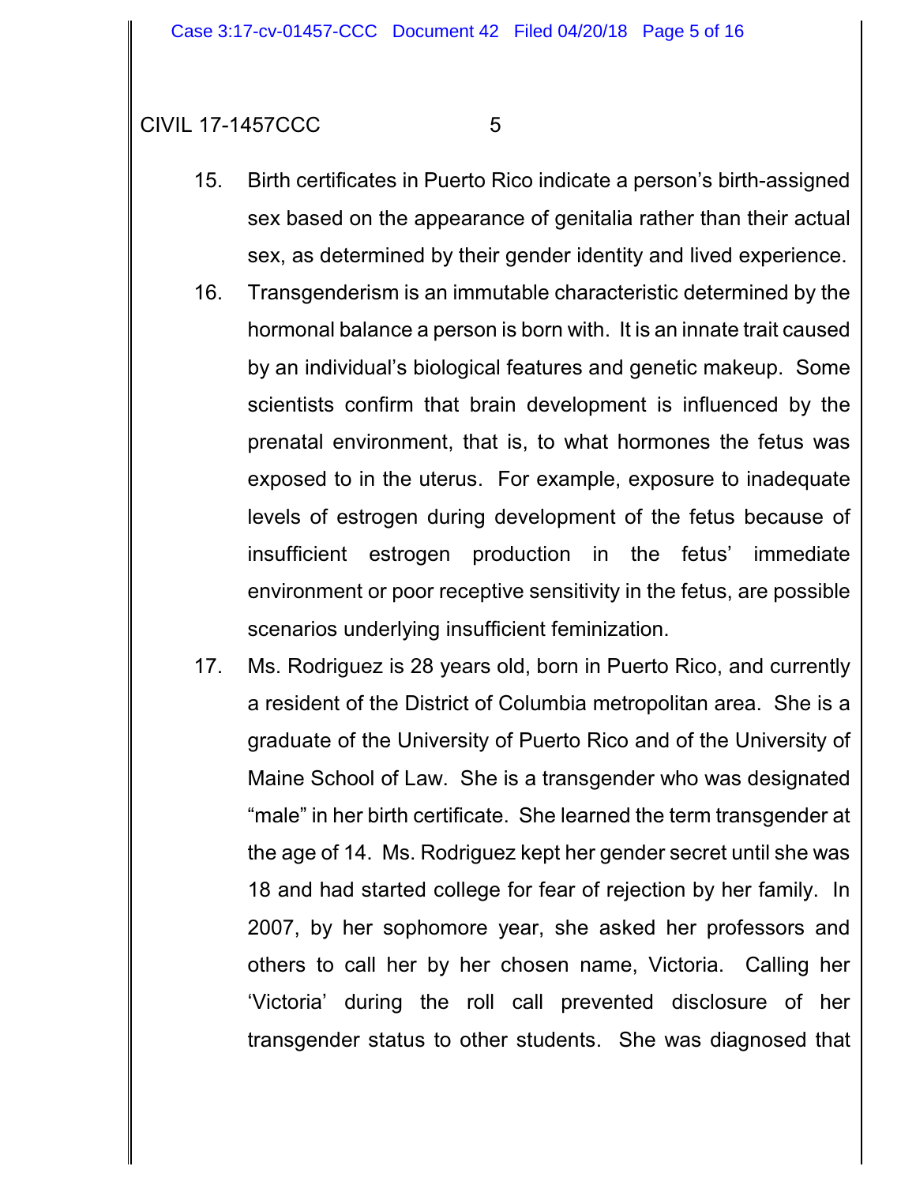15. Birth certificates in Puerto Rico indicate a person's birth-assigned sex based on the appearance of genitalia rather than their actual sex, as determined by their gender identity and lived experience.

16. Transgenderism is an immutable characteristic determined by the hormonal balance a person is born with. It is an innate trait caused by an individual's biological features and genetic makeup. Some scientists confirm that brain development is influenced by the prenatal environment, that is, to what hormones the fetus was exposed to in the uterus. For example, exposure to inadequate levels of estrogen during development of the fetus because of insufficient estrogen production in the fetus' immediate environment or poor receptive sensitivity in the fetus, are possible scenarios underlying insufficient feminization.

17. Ms. Rodriguez is 28 years old, born in Puerto Rico, and currently a resident of the District of Columbia metropolitan area. She is a graduate of the University of Puerto Rico and of the University of Maine School of Law. She is a transgender who was designated "male" in her birth certificate. She learned the term transgender at the age of 14. Ms. Rodriguez kept her gender secret until she was 18 and had started college for fear of rejection by her family. In 2007, by her sophomore year, she asked her professors and others to call her by her chosen name, Victoria. Calling her 'Victoria' during the roll call prevented disclosure of her transgender status to other students. She was diagnosed that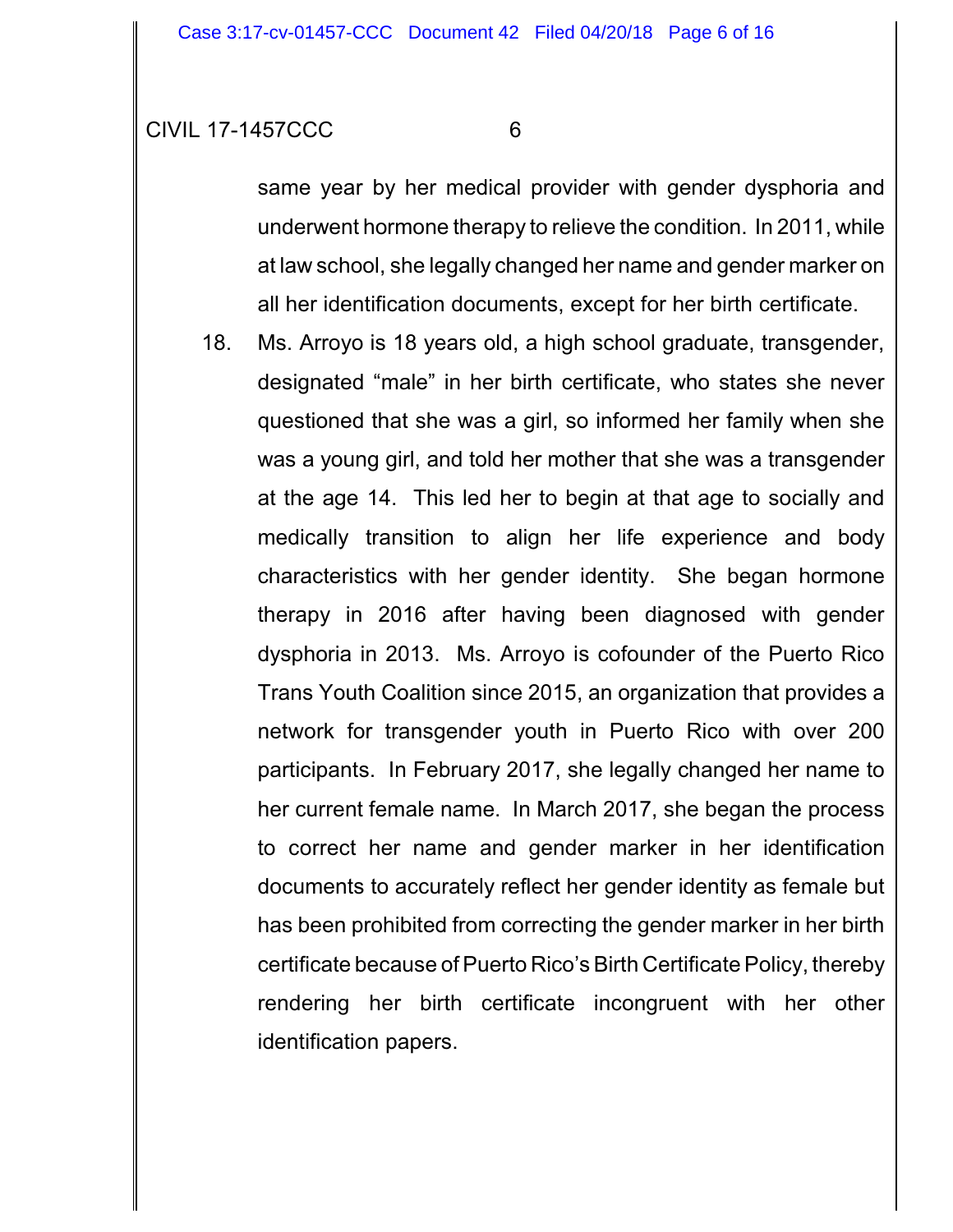same year by her medical provider with gender dysphoria and underwent hormone therapy to relieve the condition. In 2011, while at law school, she legally changed her name and gender marker on all her identification documents, except for her birth certificate.

18. Ms. Arroyo is 18 years old, a high school graduate, transgender, designated “male” in her birth certificate, who states she never questioned that she was a girl, so informed her family when she was a young girl, and told her mother that she was a transgender at the age 14. This led her to begin at that age to socially and medically transition to align her life experience and body characteristics with her gender identity. She began hormone therapy in 2016 after having been diagnosed with gender dysphoria in 2013. Ms. Arroyo is cofounder of the Puerto Rico Trans Youth Coalition since 2015, an organization that provides a network for transgender youth in Puerto Rico with over 200 participants. In February 2017, she legally changed her name to her current female name. In March 2017, she began the process to correct her name and gender marker in her identification documents to accurately reflect her gender identity as female but has been prohibited from correcting the gender marker in her birth certificate because of Puerto Rico’s Birth Certificate Policy, thereby rendering her birth certificate incongruent with her other identification papers.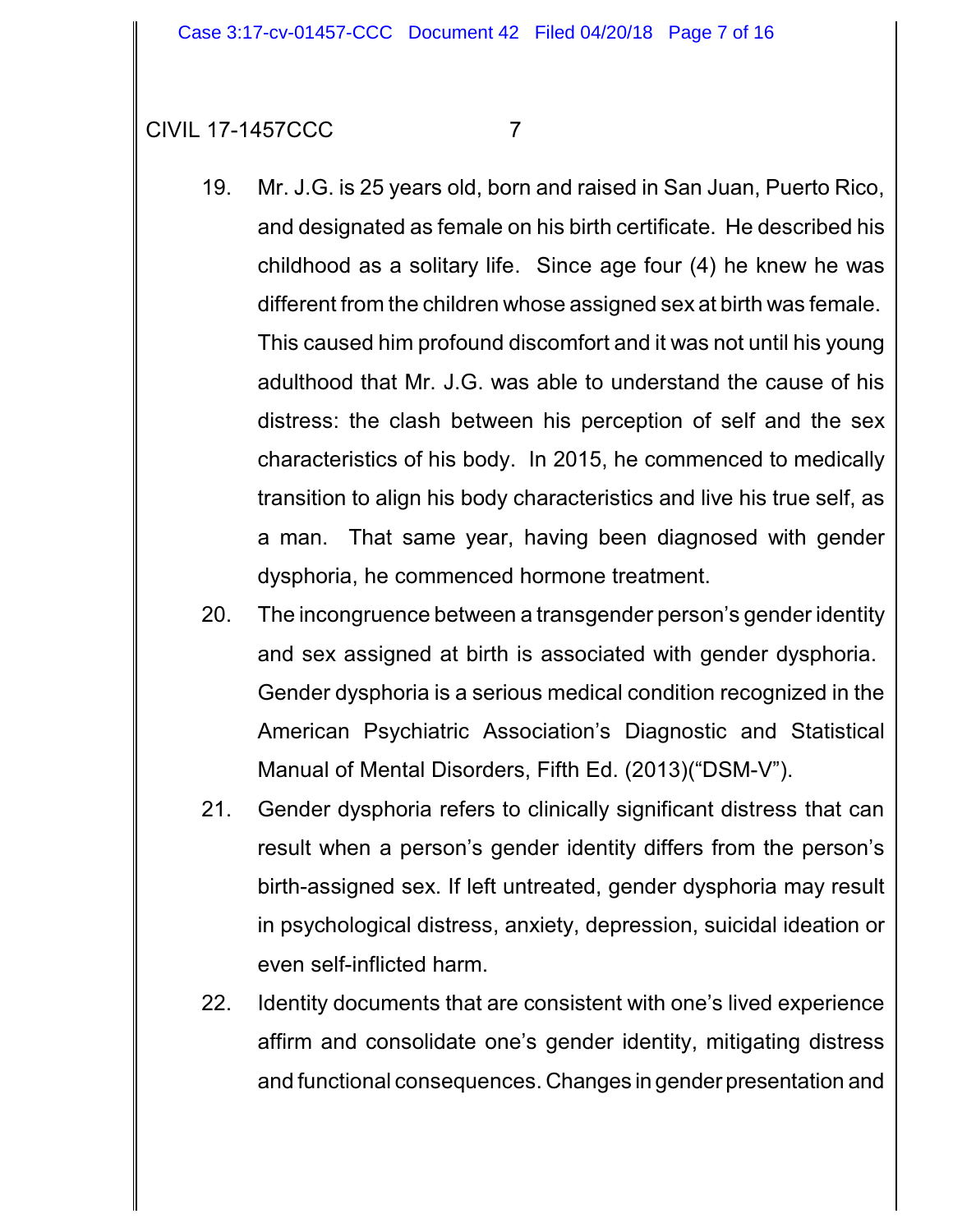19. Mr. J.G. is 25 years old, born and raised in San Juan, Puerto Rico, and designated as female on his birth certificate. He described his childhood as a solitary life. Since age four (4) he knew he was different from the children whose assigned sex at birth was female. This caused him profound discomfort and it was not until his young adulthood that Mr. J.G. was able to understand the cause of his distress: the clash between his perception of self and the sex characteristics of his body. In 2015, he commenced to medically transition to align his body characteristics and live his true self, as a man. That same year, having been diagnosed with gender dysphoria, he commenced hormone treatment.

20. The incongruence between a transgender person's gender identity and sex assigned at birth is associated with gender dysphoria. Gender dysphoria is a serious medical condition recognized in the American Psychiatric Association's Diagnostic and Statistical Manual of Mental Disorders, Fifth Ed. (2013)("DSM-V").

21. Gender dysphoria refers to clinically significant distress that can result when a person's gender identity differs from the person's birth-assigned sex. If left untreated, gender dysphoria may result in psychological distress, anxiety, depression, suicidal ideation or even self-inflicted harm.

22. Identity documents that are consistent with one's lived experience affirm and consolidate one's gender identity, mitigating distress and functional consequences. Changes in gender presentation and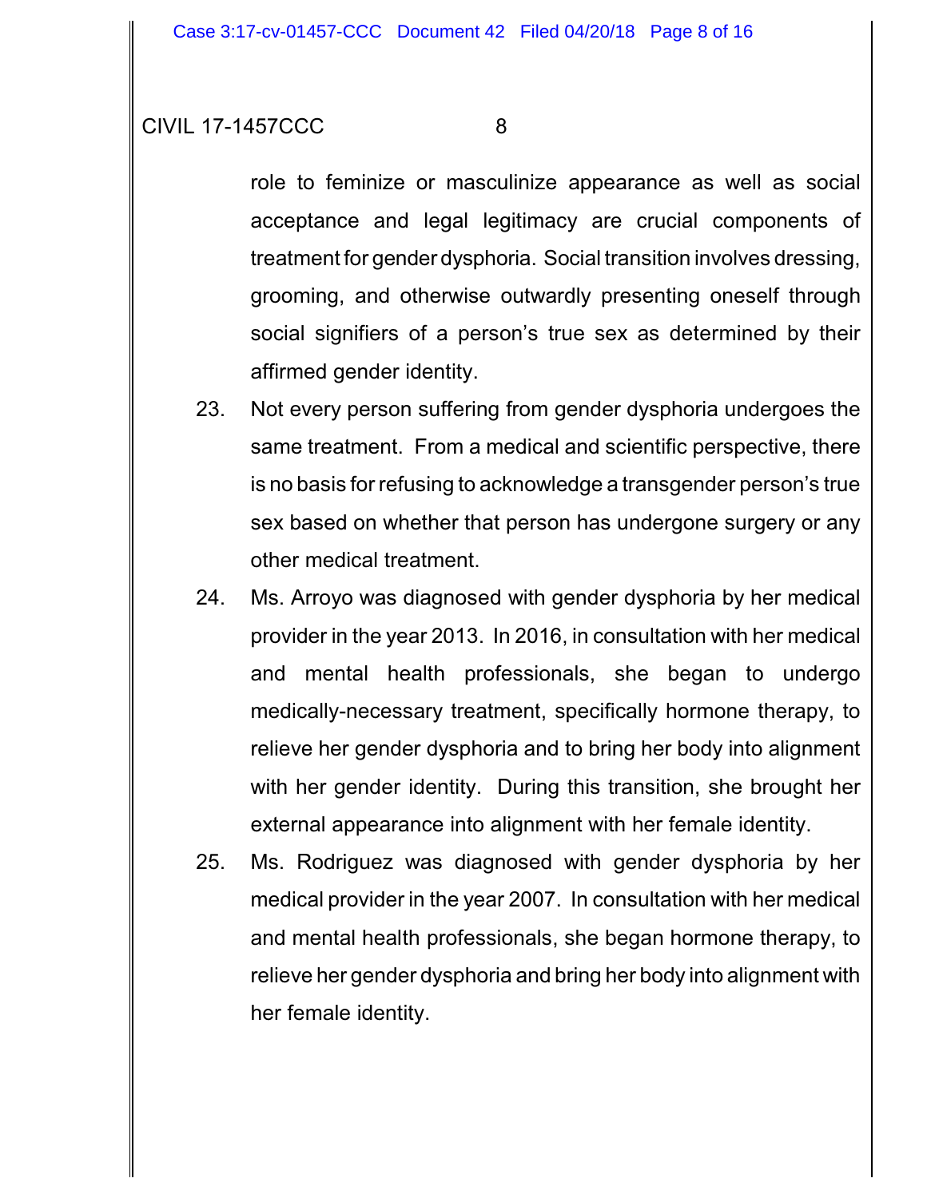role to feminize or masculinize appearance as well as social acceptance and legal legitimacy are crucial components of treatment for gender dysphoria. Social transition involves dressing, grooming, and otherwise outwardly presenting oneself through social signifiers of a person's true sex as determined by their affirmed gender identity.

23. Not every person suffering from gender dysphoria undergoes the same treatment. From a medical and scientific perspective, there is no basis for refusing to acknowledge a transgender person's true sex based on whether that person has undergone surgery or any other medical treatment.

24. Ms. Arroyo was diagnosed with gender dysphoria by her medical provider in the year 2013. In 2016, in consultation with her medical and mental health professionals, she began to undergo medically-necessary treatment, specifically hormone therapy, to relieve her gender dysphoria and to bring her body into alignment with her gender identity. During this transition, she brought her external appearance into alignment with her female identity.

25. Ms. Rodriguez was diagnosed with gender dysphoria by her medical provider in the year 2007. In consultation with her medical and mental health professionals, she began hormone therapy, to relieve her gender dysphoria and bring her body into alignment with her female identity.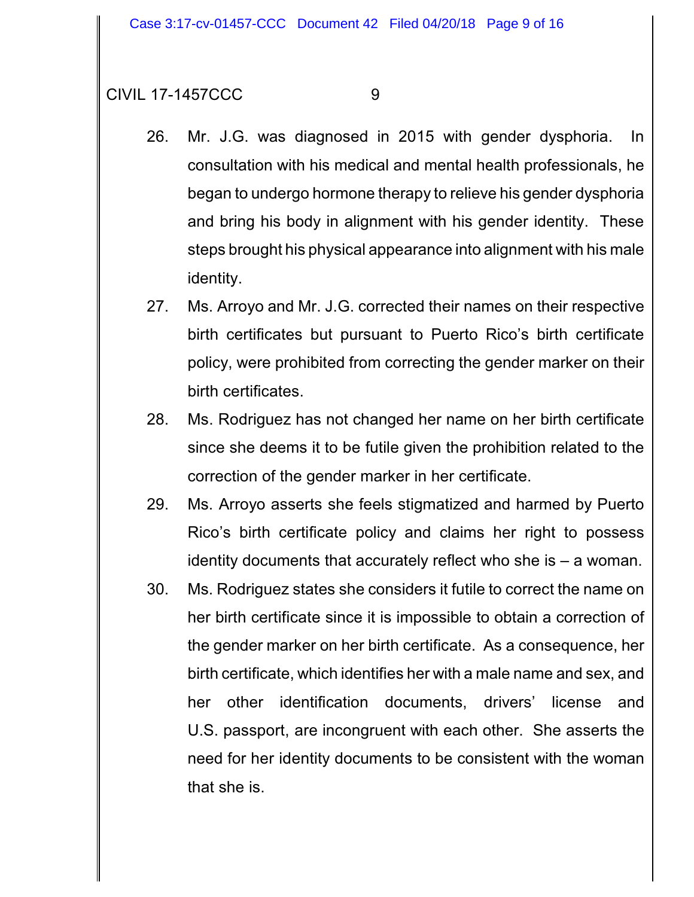26. Mr. J.G. was diagnosed in 2015 with gender dysphoria. In consultation with his medical and mental health professionals, he began to undergo hormone therapy to relieve his gender dysphoria and bring his body in alignment with his gender identity. These steps brought his physical appearance into alignment with his male identity.
27. Ms. Arroyo and Mr. J.G. corrected their names on their respective birth certificates but pursuant to Puerto Rico's birth certificate policy, were prohibited from correcting the gender marker on their birth certificates.
28. Ms. Rodriguez has not changed her name on her birth certificate since she deems it to be futile given the prohibition related to the correction of the gender marker in her certificate.
29. Ms. Arroyo asserts she feels stigmatized and harmed by Puerto Rico's birth certificate policy and claims her right to possess identity documents that accurately reflect who she is – a woman.
30. Ms. Rodriguez states she considers it futile to correct the name on her birth certificate since it is impossible to obtain a correction of the gender marker on her birth certificate. As a consequence, her birth certificate, which identifies her with a male name and sex, and her other identification documents, drivers' license and U.S. passport, are incongruent with each other. She asserts the need for her identity documents to be consistent with the woman that she is.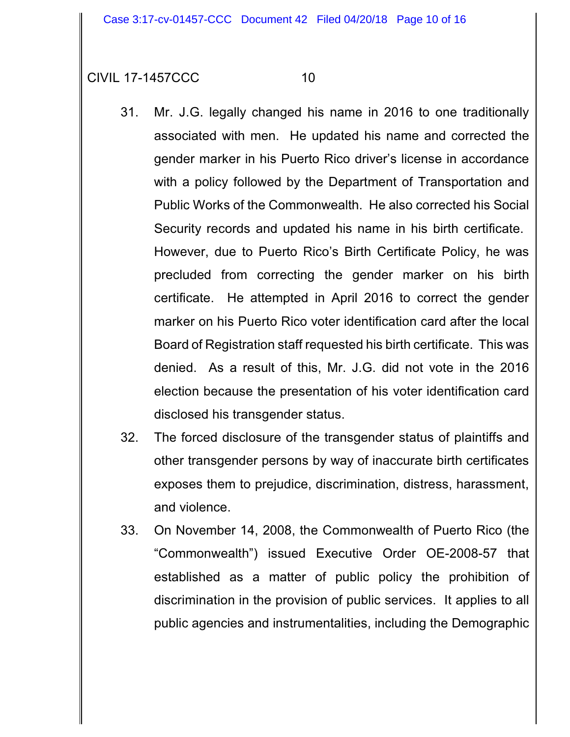CIVIL 17-1457CCC

31. Mr. J.G. legally changed his name in 2016 to one traditionally associated with men. He updated his name and corrected the gender marker in his Puerto Rico driver's license in accordance with a policy followed by the Department of Transportation and Public Works of the Commonwealth. He also corrected his Social Security records and updated his name in his birth certificate. However, due to Puerto Rico's Birth Certificate Policy, he was precluded from correcting the gender marker on his birth certificate. He attempted in April 2016 to correct the gender marker on his Puerto Rico voter identification card after the local Board of Registration staff requested his birth certificate. This was denied. As a result of this, Mr. J.G. did not vote in the 2016 election because the presentation of his voter identification card disclosed his transgender status.

32. The forced disclosure of the transgender status of plaintiffs and other transgender persons by way of inaccurate birth certificates exposes them to prejudice, discrimination, distress, harassment, and violence.

33. On November 14, 2008, the Commonwealth of Puerto Rico (the "Commonwealth") issued Executive Order OE-2008-57 that established as a matter of public policy the prohibition of discrimination in the provision of public services. It applies to all public agencies and instrumentalities, including the Demographic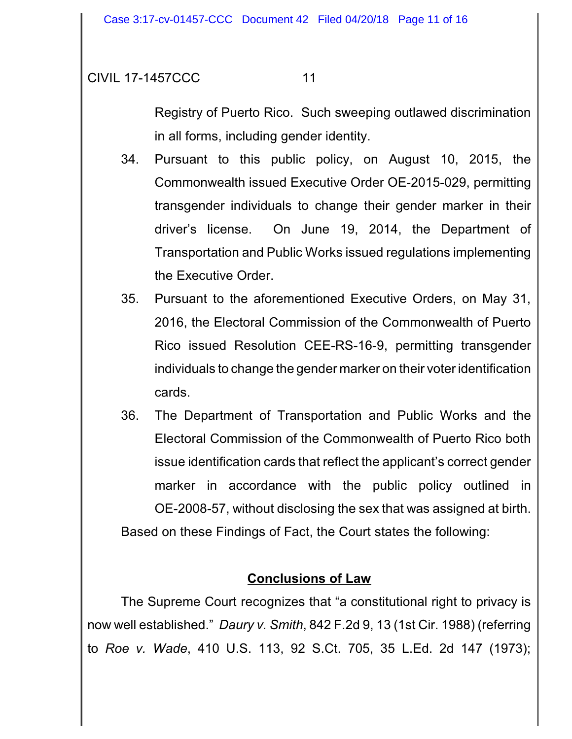Registry of Puerto Rico. Such sweeping outlawed discrimination in all forms, including gender identity.

34. Pursuant to this public policy, on August 10, 2015, the Commonwealth issued Executive Order OE-2015-029, permitting transgender individuals to change their gender marker in their driver's license. On June 19, 2014, the Department of Transportation and Public Works issued regulations implementing the Executive Order.
35. Pursuant to the aforementioned Executive Orders, on May 31, 2016, the Electoral Commission of the Commonwealth of Puerto Rico issued Resolution CEE-RS-16-9, permitting transgender individuals to change the gender marker on their voter identification cards.
36. The Department of Transportation and Public Works and the Electoral Commission of the Commonwealth of Puerto Rico both issue identification cards that reflect the applicant's correct gender marker in accordance with the public policy outlined in OE-2008-57, without disclosing the sex that was assigned at birth.

Based on these Findings of Fact, the Court states the following:

## **Conclusions of Law**

The Supreme Court recognizes that "a constitutional right to privacy is now well established." *Daury v. Smith*, 842 F.2d 9, 13 (1st Cir. 1988) (referring to *Roe v. Wade*, 410 U.S. 113, 92 S.Ct. 705, 35 L.Ed. 2d 147 (1973);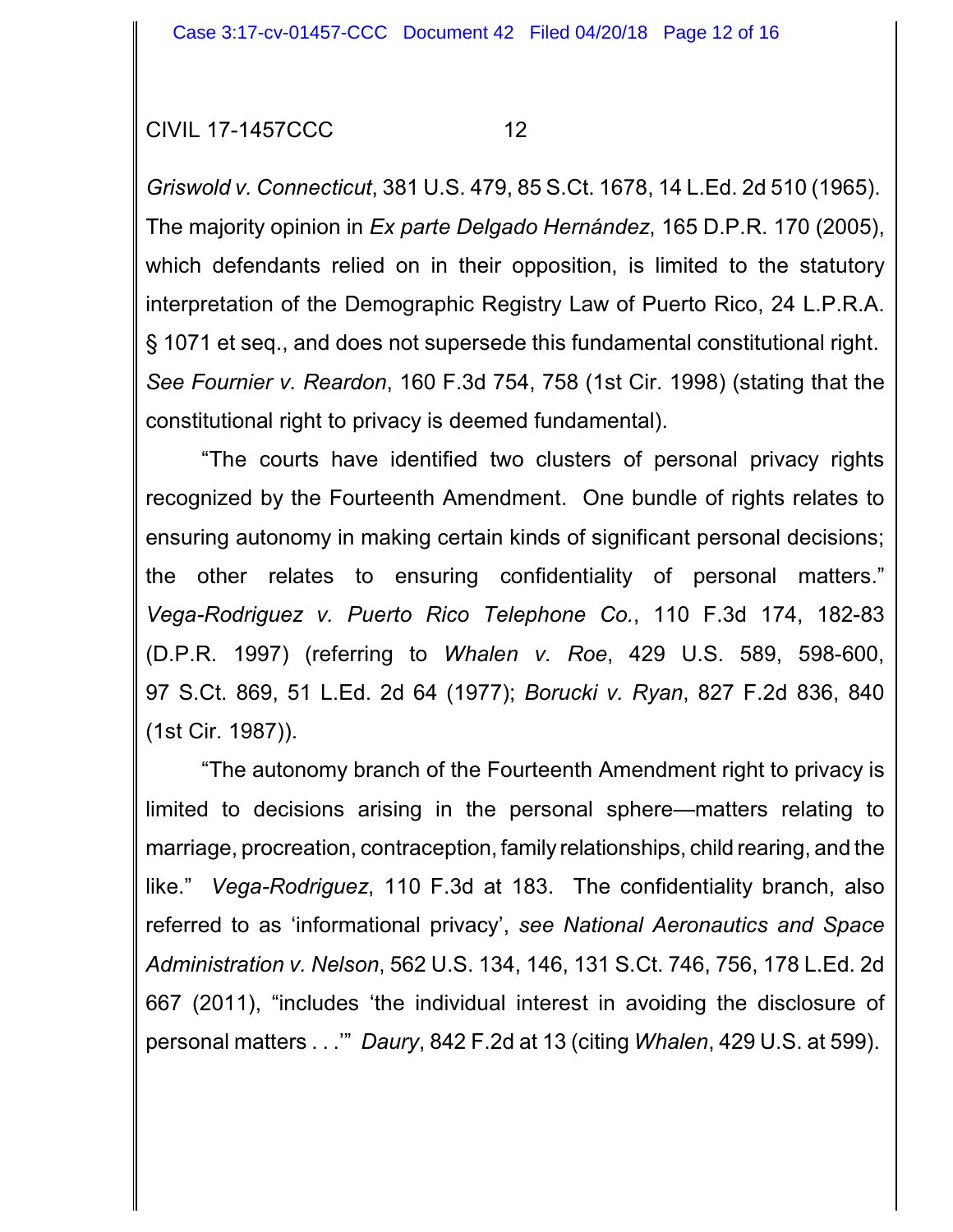*Griswold v. Connecticut*, 381 U.S. 479, 85 S.Ct. 1678, 14 L.Ed. 2d 510 (1965). The majority opinion in *Ex parte Delgado Hernández*, 165 D.P.R. 170 (2005), which defendants relied on in their opposition, is limited to the statutory interpretation of the Demographic Registry Law of Puerto Rico, 24 L.P.R.A. § 1071 et seq., and does not supersede this fundamental constitutional right. *See Fournier v. Reardon*, 160 F.3d 754, 758 (1st Cir. 1998) (stating that the constitutional right to privacy is deemed fundamental).

"The courts have identified two clusters of personal privacy rights recognized by the Fourteenth Amendment. One bundle of rights relates to ensuring autonomy in making certain kinds of significant personal decisions; the other relates to ensuring confidentiality of personal matters." *Vega-Rodriguez v. Puerto Rico Telephone Co.*, 110 F.3d 174, 182-83 (D.P.R. 1997) (referring to *Whalen v. Roe*, 429 U.S. 589, 598-600, 97 S.Ct. 869, 51 L.Ed. 2d 64 (1977); *Borucki v. Ryan*, 827 F.2d 836, 840 (1st Cir. 1987)).

"The autonomy branch of the Fourteenth Amendment right to privacy is limited to decisions arising in the personal sphere—matters relating to marriage, procreation, contraception, family relationships, child rearing, and the like." *Vega-Rodriguez*, 110 F.3d at 183. The confidentiality branch, also referred to as 'informational privacy', *see National Aeronautics and Space Administration v. Nelson*, 562 U.S. 134, 146, 131 S.Ct. 746, 756, 178 L.Ed. 2d 667 (2011), "includes 'the individual interest in avoiding the disclosure of personal matters . . .'" *Daury*, 842 F.2d at 13 (citing *Whalen*, 429 U.S. at 599).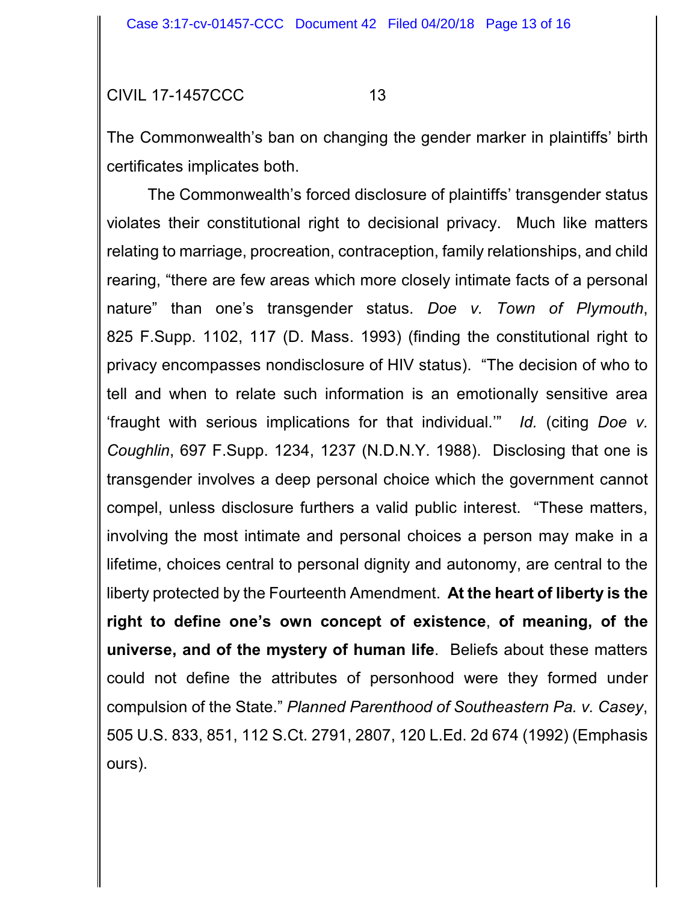CIVIL 17-1457CCC

The Commonwealth's ban on changing the gender marker in plaintiffs' birth certificates implicates both.

The Commonwealth's forced disclosure of plaintiffs' transgender status violates their constitutional right to decisional privacy. Much like matters relating to marriage, procreation, contraception, family relationships, and child rearing, "there are few areas which more closely intimate facts of a personal nature" than one's transgender status. *Doe v. Town of Plymouth*, 825 F.Supp. 1102, 117 (D. Mass. 1993) (finding the constitutional right to privacy encompasses nondisclosure of HIV status). "The decision of who to tell and when to relate such information is an emotionally sensitive area 'fraught with serious implications for that individual.'" *Id.* (citing *Doe v. Coughlin*, 697 F.Supp. 1234, 1237 (N.D.N.Y. 1988). Disclosing that one is transgender involves a deep personal choice which the government cannot compel, unless disclosure furthers a valid public interest. "These matters, involving the most intimate and personal choices a person may make in a lifetime, choices central to personal dignity and autonomy, are central to the liberty protected by the Fourteenth Amendment. **At the heart of liberty is the right to define one's own concept of existence**, **of meaning, of the universe, and of the mystery of human life**. Beliefs about these matters could not define the attributes of personhood were they formed under compulsion of the State." *Planned Parenthood of Southeastern Pa. v. Casey*, 505 U.S. 833, 851, 112 S.Ct. 2791, 2807, 120 L.Ed. 2d 674 (1992) (Emphasis ours).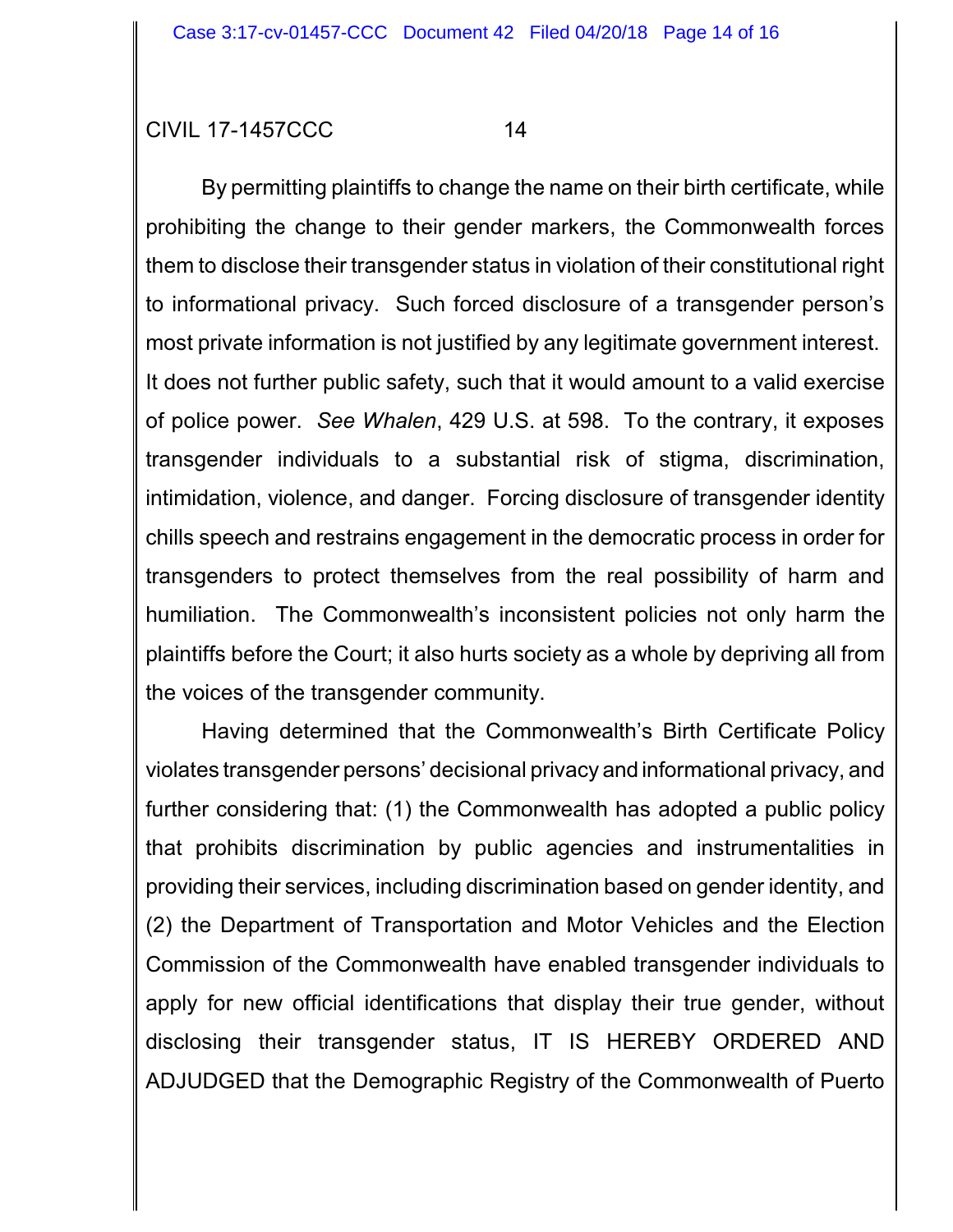By permitting plaintiffs to change the name on their birth certificate, while prohibiting the change to their gender markers, the Commonwealth forces them to disclose their transgender status in violation of their constitutional right to informational privacy. Such forced disclosure of a transgender person's most private information is not justified by any legitimate government interest. It does not further public safety, such that it would amount to a valid exercise of police power. *See Whalen*, 429 U.S. at 598. To the contrary, it exposes transgender individuals to a substantial risk of stigma, discrimination, intimidation, violence, and danger. Forcing disclosure of transgender identity chills speech and restrains engagement in the democratic process in order for transgenders to protect themselves from the real possibility of harm and humiliation. The Commonwealth's inconsistent policies not only harm the plaintiffs before the Court; it also hurts society as a whole by depriving all from the voices of the transgender community.

Having determined that the Commonwealth's Birth Certificate Policy violates transgender persons' decisional privacy and informational privacy, and further considering that: (1) the Commonwealth has adopted a public policy that prohibits discrimination by public agencies and instrumentalities in providing their services, including discrimination based on gender identity, and (2) the Department of Transportation and Motor Vehicles and the Election Commission of the Commonwealth have enabled transgender individuals to apply for new official identifications that display their true gender, without disclosing their transgender status, IT IS HEREBY ORDERED AND ADJUDGED that the Demographic Registry of the Commonwealth of Puerto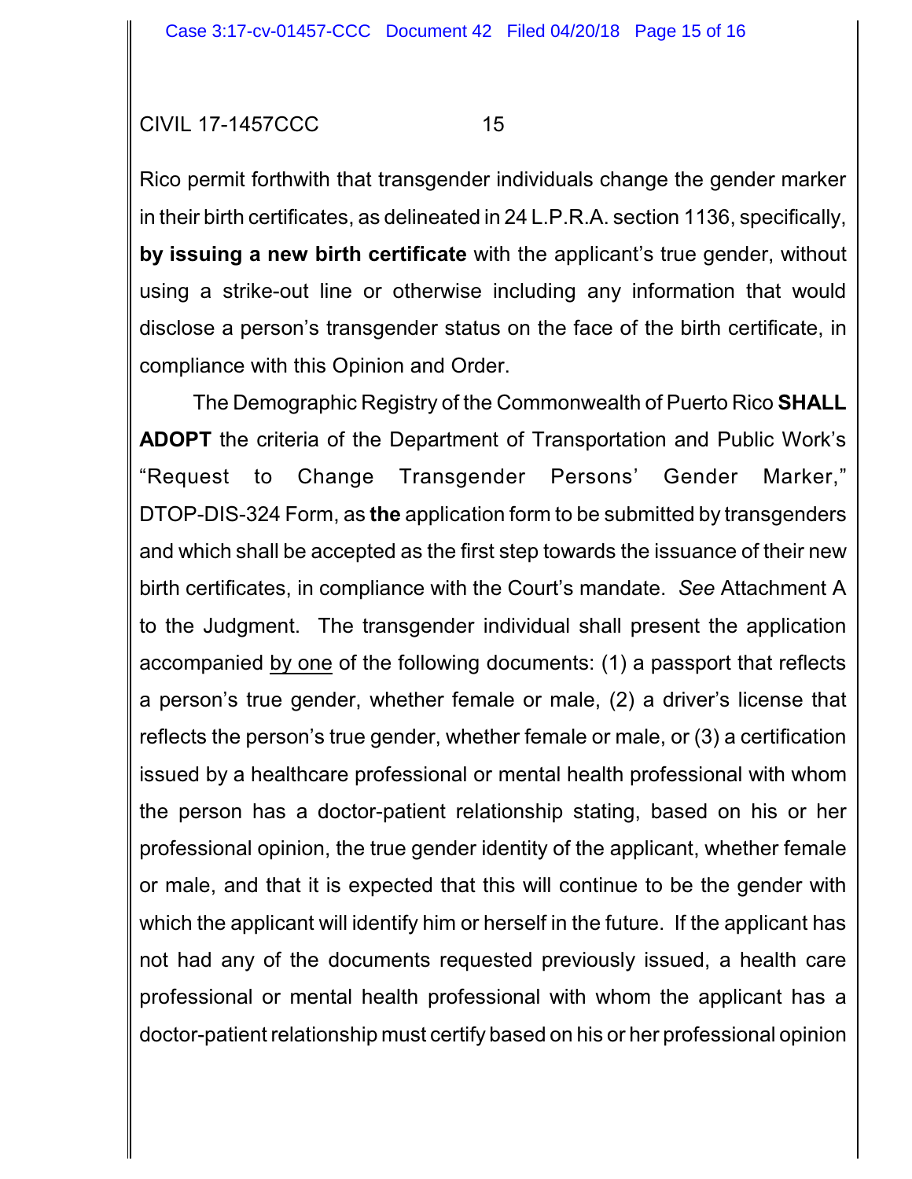Rico permit forthwith that transgender individuals change the gender marker in their birth certificates, as delineated in 24 L.P.R.A. section 1136, specifically, **by issuing a new birth certificate** with the applicant's true gender, without using a strike-out line or otherwise including any information that would disclose a person's transgender status on the face of the birth certificate, in compliance with this Opinion and Order.

The Demographic Registry of the Commonwealth of Puerto Rico **SHALL ADOPT** the criteria of the Department of Transportation and Public Work's "Request to Change Transgender Persons' Gender Marker," DTOP-DIS-324 Form, as **the** application form to be submitted by transgenders and which shall be accepted as the first step towards the issuance of their new birth certificates, in compliance with the Court's mandate. *See* Attachment A to the Judgment. The transgender individual shall present the application accompanied <u>by one</u> of the following documents: (1) a passport that reflects a person's true gender, whether female or male, (2) a driver's license that reflects the person's true gender, whether female or male, or (3) a certification issued by a healthcare professional or mental health professional with whom the person has a doctor-patient relationship stating, based on his or her professional opinion, the true gender identity of the applicant, whether female or male, and that it is expected that this will continue to be the gender with which the applicant will identify him or herself in the future. If the applicant has not had any of the documents requested previously issued, a health care professional or mental health professional with whom the applicant has a doctor-patient relationship must certify based on his or her professional opinion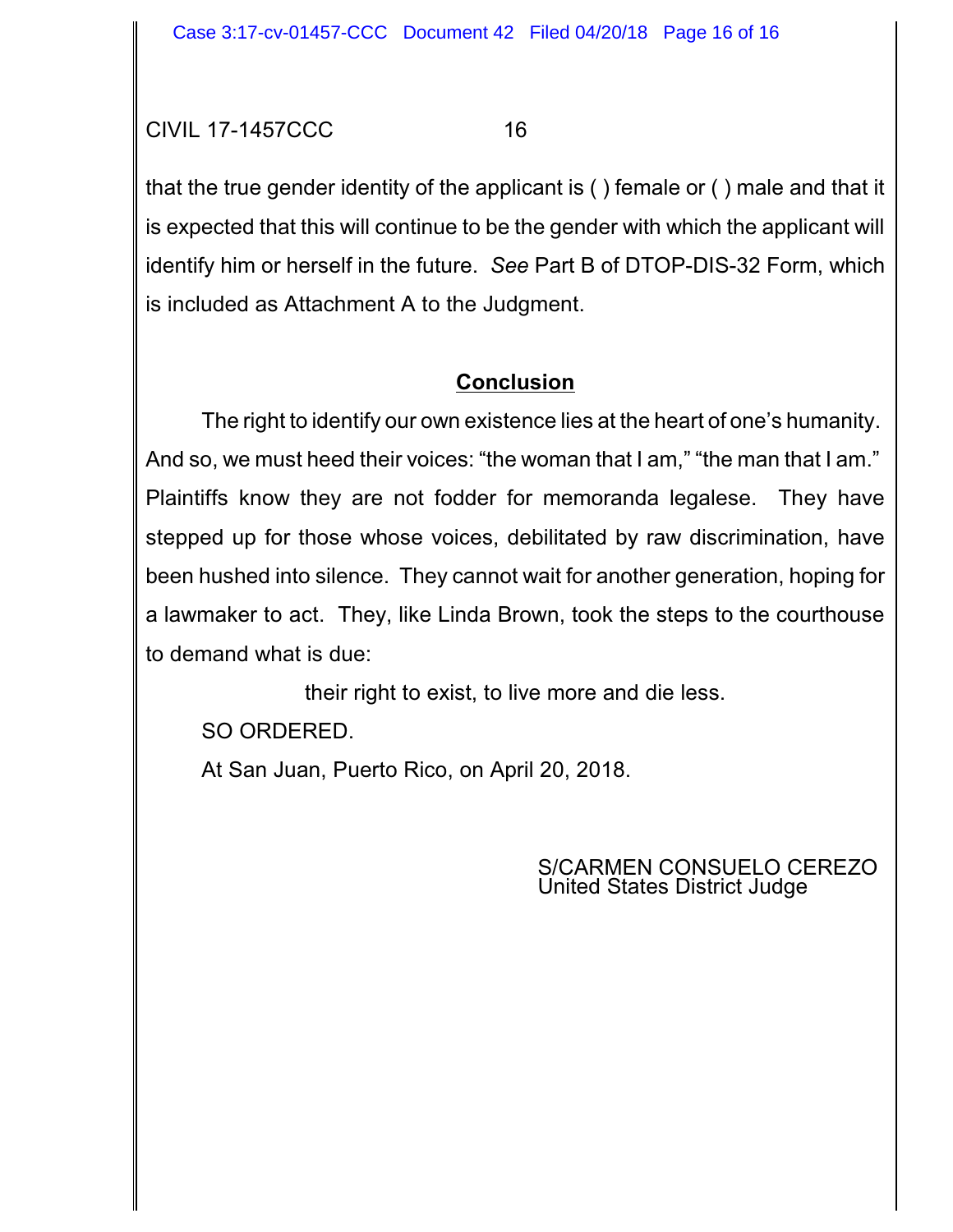that the true gender identity of the applicant is ( ) female or ( ) male and that it is expected that this will continue to be the gender with which the applicant will identify him or herself in the future. *See* Part B of DTOP-DIS-32 Form, which is included as Attachment A to the Judgment.

## **Conclusion**

The right to identify our own existence lies at the heart of one's humanity. And so, we must heed their voices: "the woman that I am," "the man that I am." Plaintiffs know they are not fodder for memoranda legalese. They have stepped up for those whose voices, debilitated by raw discrimination, have been hushed into silence. They cannot wait for another generation, hoping for a lawmaker to act. They, like Linda Brown, took the steps to the courthouse to demand what is due:

their right to exist, to live more and die less.

SO ORDERED.

At San Juan, Puerto Rico, on April 20, 2018.

S/CARMEN CONSUELO CEREZO
United States District Judge